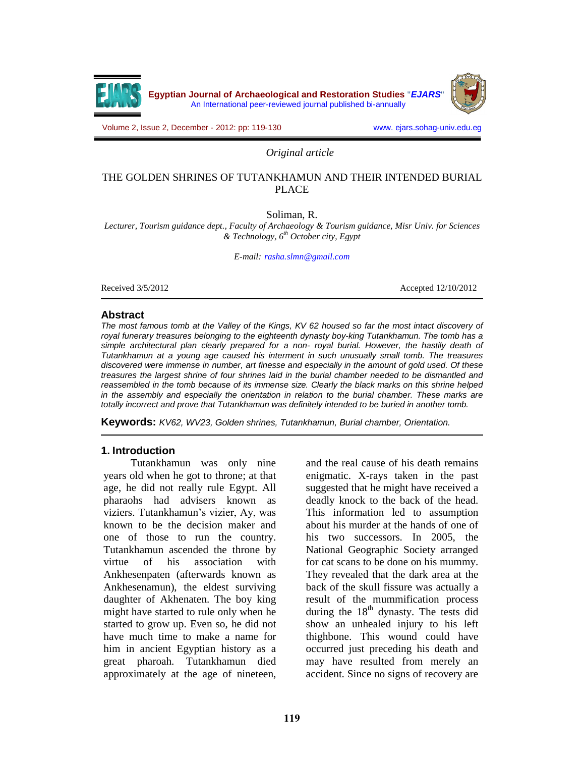*Original article*

# THE GOLDEN SHRINES OF TUTANKHAMUN AND THEIR INTENDED BURIAL PLACE

Soliman, R.

*Lecturer, Tourism guidance dept., Faculty of Archaeology & Tourism guidance, Misr Univ. for Sciences & Technology, 6th October city, Egypt*

*E-mail: rasha.slmn@gmail.com*

Received 3/5/2012 Accepted 12/10/2012

## Abstract

*The most famous tomb at the Valley of the Kings, KV 62 housed so far the most intact discovery of royal funerary treasures belonging to the eighteenth dynasty boy-king Tutankhamun. The tomb has a simple architectural plan clearly prepared for a non- royal burial. However, the hastily death of Tutankhamun at a young age caused his interment in such unusually small tomb. The treasures discovered were immense in number, art finesse and especially in the amount of gold used. Of these treasures the largest shrine of four shrines laid in the burial chamber needed to be dismantled and reassembled in the tomb because of its immense size. Clearly the black marks on this shrine helped in the assembly and especially the orientation in relation to the burial chamber. These marks are totally incorrect and prove that Tutankhamun was definitely intended to be buried in another tomb.*

**Keywords:** *KV62, WV23, Golden shrines, Tutankhamun, Burial chamber, Orientation.*

## 1. Introduction

Tutankhamun was only nine years old when he got to throne; at that age, he did not really rule Egypt. All pharaohs had advisers known as viziers. Tutankhamun's vizier, Ay, was known to be the decision maker and one of those to run the country. Tutankhamun ascended the throne by virtue of his association with Ankhesenpaten (afterwards known as Ankhesenamun), the eldest surviving daughter of Akhenaten. The boy king might have started to rule only when he started to grow up. Even so, he did not have much time to make a name for him in ancient Egyptian history as a great pharoah. Tutankhamun died approximately at the age of nineteen, and the real cause of his death remains enigmatic. X-rays taken in the past suggested that he might have received a deadly knock to the back of the head. This information led to assumption about his murder at the hands of one of his two successors. In 2005, the National Geographic Society arranged for cat scans to be done on his mummy. They revealed that the dark area at the back of the skull fissure was actually a result of the mummification process during the 18th dynasty. The tests did show an unhealed injury to his left thighbone. This wound could have occurred just preceding his death and may have resulted from merely an accident. Since no signs of recovery are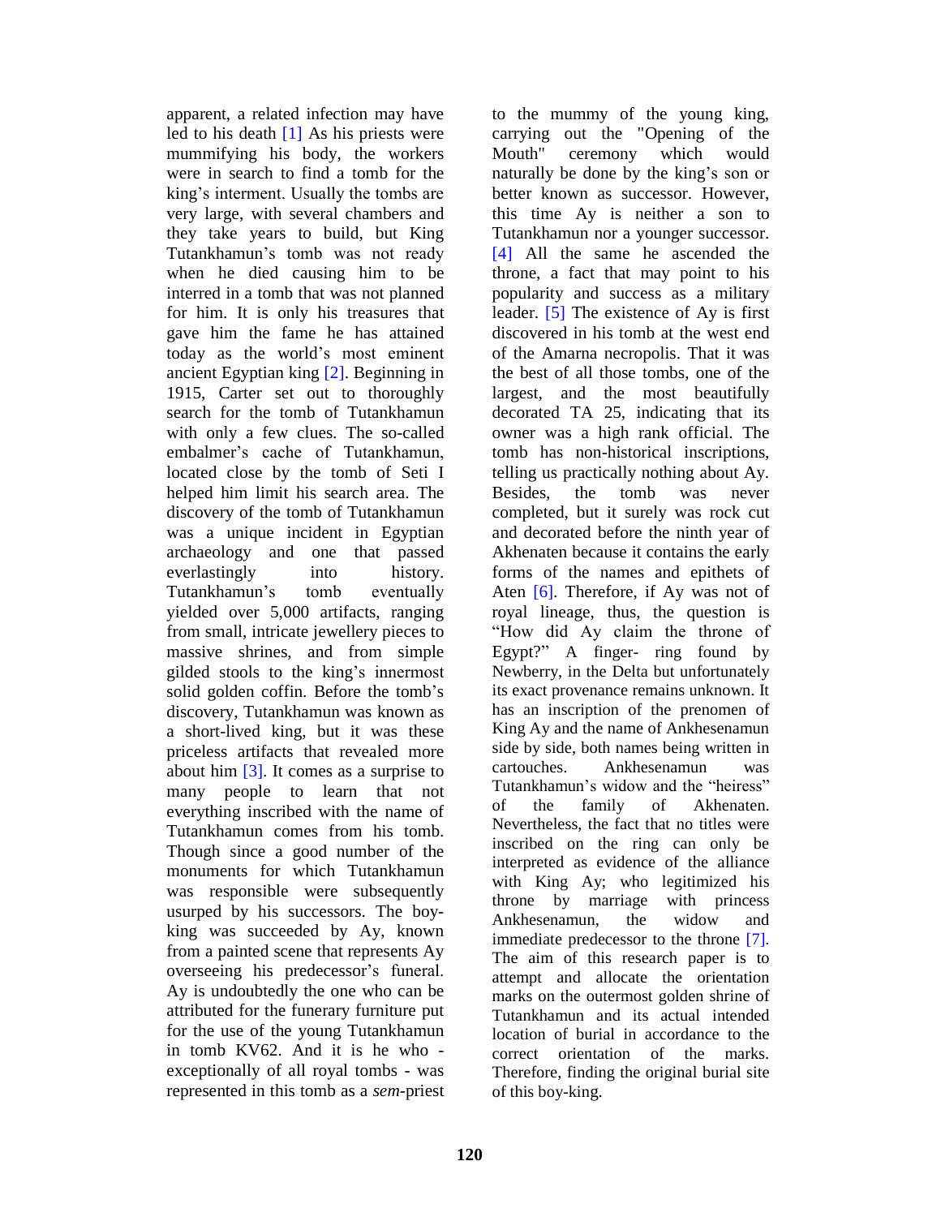apparent, a related infection may have led to his death [1] As his priests were mummifying his body, the workers were in search to find a tomb for the king's interment. Usually the tombs are very large, with several chambers and they take years to build, but King Tutankhamun's tomb was not ready when he died causing him to be interred in a tomb that was not planned for him. It is only his treasures that gave him the fame he has attained today as the world's most eminent ancient Egyptian king [2]. Beginning in 1915, Carter set out to thoroughly search for the tomb of Tutankhamun with only a few clues. The so-called embalmer's cache of Tutankhamun, located close by the tomb of Seti I helped him limit his search area. The discovery of the tomb of Tutankhamun was a unique incident in Egyptian archaeology and one that passed everlastingly into history. Tutankhamun's tomb eventually yielded over 5,000 artifacts, ranging from small, intricate jewellery pieces to massive shrines, and from simple gilded stools to the king's innermost solid golden coffin. Before the tomb's discovery, Tutankhamun was known as a short-lived king, but it was these priceless artifacts that revealed more about him [3]. It comes as a surprise to many people to learn that not everything inscribed with the name of Tutankhamun comes from his tomb. Though since a good number of the monuments for which Tutankhamun was responsible were subsequently usurped by his successors. The boy-king was succeeded by Ay, known from a painted scene that represents Ay overseeing his predecessor's funeral. Ay is undoubtedly the one who can be attributed for the funerary furniture put for the use of the young Tutankhamun in tomb KV62. And it is he who - exceptionally of all royal tombs - was represented in this tomb as a *sem*-priest to the mummy of the young king, carrying out the "Opening of the Mouth" ceremony which would naturally be done by the king's son or better known as successor. However, this time Ay is neither a son to Tutankhamun nor a younger successor. [4] All the same he ascended the throne, a fact that may point to his popularity and success as a military leader. [5] The existence of Ay is first discovered in his tomb at the west end of the Amarna necropolis. That it was the best of all those tombs, one of the largest, and the most beautifully decorated TA 25, indicating that its owner was a high rank official. The tomb has non-historical inscriptions, telling us practically nothing about Ay. Besides, the tomb was never completed, but it surely was rock cut and decorated before the ninth year of Akhenaten because it contains the early forms of the names and epithets of Aten [6]. Therefore, if Ay was not of royal lineage, thus, the question is "How did Ay claim the throne of Egypt?" A finger- ring found by Newberry, in the Delta but unfortunately its exact provenance remains unknown. It has an inscription of the prenomen of King Ay and the name of Ankhesenamun side by side, both names being written in cartouches. Ankhesenamun was Tutankhamun's widow and the "heiress" of the family of Akhenaten. Nevertheless, the fact that no titles were inscribed on the ring can only be interpreted as evidence of the alliance with King Ay; who legitimized his throne by marriage with princess Ankhesenamun, the widow and immediate predecessor to the throne [7]. The aim of this research paper is to attempt and allocate the orientation marks on the outermost golden shrine of Tutankhamun and its actual intended location of burial in accordance to the correct orientation of the marks. Therefore, finding the original burial site of this boy-king.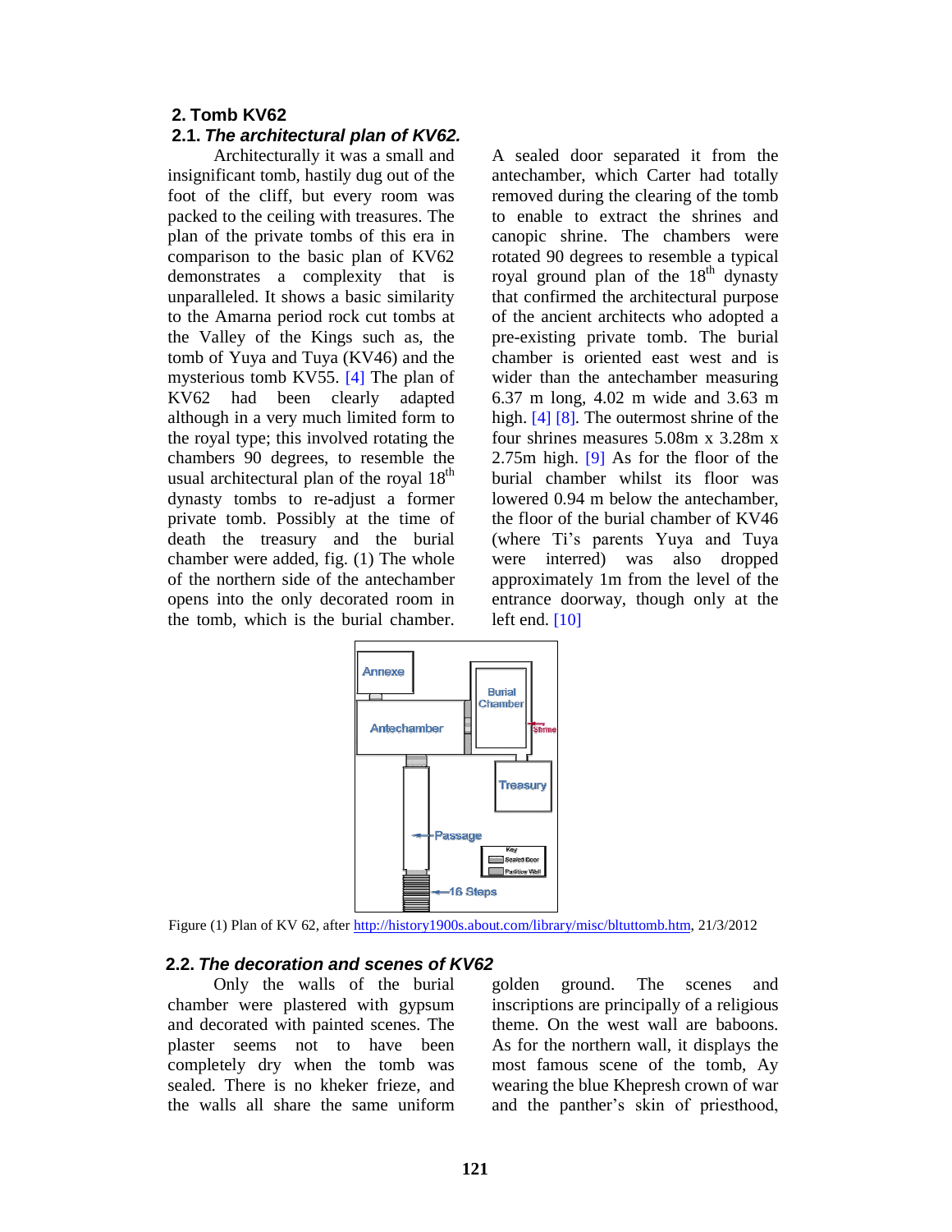## 2. Tomb KV62

### 2.1. *The architectural plan of KV62.*

Architecturally it was a small and insignificant tomb, hastily dug out of the foot of the cliff, but every room was packed to the ceiling with treasures. The plan of the private tombs of this era in comparison to the basic plan of KV62 demonstrates a complexity that is unparalleled. It shows a basic similarity to the Amarna period rock cut tombs at the Valley of the Kings such as, the tomb of Yuya and Tuya (KV46) and the mysterious tomb KV55. [4] The plan of KV62 had been clearly adapted although in a very much limited form to the royal type; this involved rotating the chambers 90 degrees, to resemble the usual architectural plan of the royal 18th dynasty tombs to re-adjust a former private tomb. Possibly at the time of death the treasury and the burial chamber were added, fig. (1) The whole of the northern side of the antechamber opens into the only decorated room in the tomb, which is the burial chamber. A sealed door separated it from the antechamber, which Carter had totally removed during the clearing of the tomb to enable to extract the shrines and canopic shrine. The chambers were rotated 90 degrees to resemble a typical royal ground plan of the 18th dynasty that confirmed the architectural purpose of the ancient architects who adopted a pre-existing private tomb. The burial chamber is oriented east west and is wider than the antechamber measuring 6.37 m long, 4.02 m wide and 3.63 m high. [4] [8]. The outermost shrine of the four shrines measures 5.08m x 3.28m x 2.75m high. [9] As for the floor of the burial chamber whilst its floor was lowered 0.94 m below the antechamber, the floor of the burial chamber of KV46 (where Ti's parents Yuya and Tuya were interred) was also dropped approximately 1m from the level of the entrance doorway, though only at the left end. [10]

Figure (1) Plan of KV 62, after http://history1900s.about.com/library/misc/bltuttomb.htm, 21/3/2012

### 2.2. *The decoration and scenes of KV62*

Only the walls of the burial chamber were plastered with gypsum and decorated with painted scenes. The plaster seems not to have been completely dry when the tomb was sealed. There is no kheker frieze, and the walls all share the same uniform golden ground. The scenes and inscriptions are principally of a religious theme. On the west wall are baboons. As for the northern wall, it displays the most famous scene of the tomb, Ay wearing the blue Khepresh crown of war and the panther's skin of priesthood,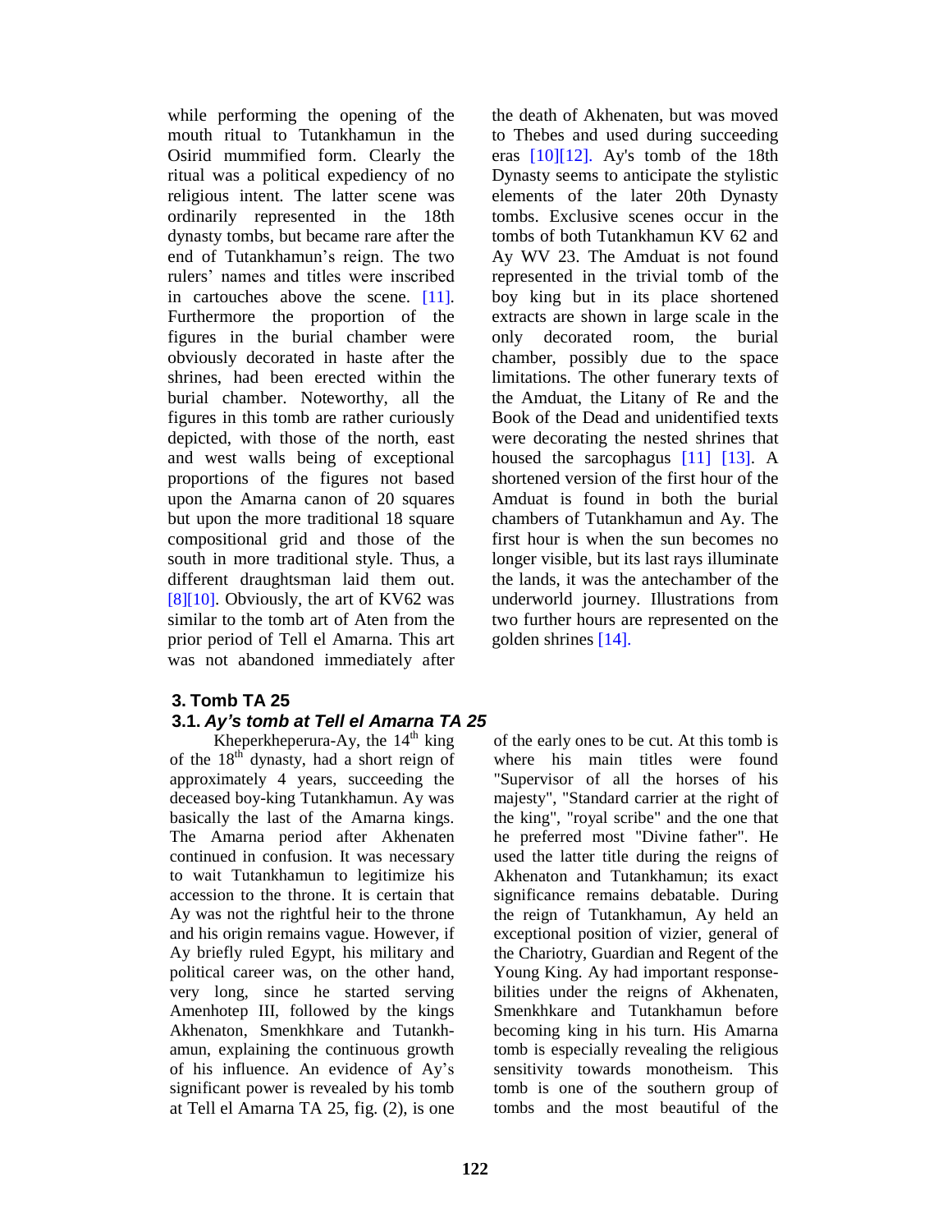while performing the opening of the mouth ritual to Tutankhamun in the Osirid mummified form. Clearly the ritual was a political expediency of no religious intent. The latter scene was ordinarily represented in the 18th dynasty tombs, but became rare after the end of Tutankhamun's reign. The two rulers' names and titles were inscribed in cartouches above the scene. [11]. Furthermore the proportion of the figures in the burial chamber were obviously decorated in haste after the shrines, had been erected within the burial chamber. Noteworthy, all the figures in this tomb are rather curiously depicted, with those of the north, east and west walls being of exceptional proportions of the figures not based upon the Amarna canon of 20 squares but upon the more traditional 18 square compositional grid and those of the south in more traditional style. Thus, a different draughtsman laid them out. [8][10]. Obviously, the art of KV62 was similar to the tomb art of Aten from the prior period of Tell el Amarna. This art was not abandoned immediately after the death of Akhenaten, but was moved to Thebes and used during succeeding eras [10][12]. Ay's tomb of the 18th Dynasty seems to anticipate the stylistic elements of the later 20th Dynasty tombs. Exclusive scenes occur in the tombs of both Tutankhamun KV 62 and Ay WV 23. The Amduat is not found represented in the trivial tomb of the boy king but in its place shortened extracts are shown in large scale in the only decorated room, the burial chamber, possibly due to the space limitations. The other funerary texts of the Amduat, the Litany of Re and the Book of the Dead and unidentified texts were decorating the nested shrines that housed the sarcophagus [11] [13]. A shortened version of the first hour of the Amduat is found in both the burial chambers of Tutankhamun and Ay. The first hour is when the sun becomes no longer visible, but its last rays illuminate the lands, it was the antechamber of the underworld journey. Illustrations from two further hours are represented on the golden shrines [14].

## 3. Tomb TA 25

### 3.1. *Ay's tomb at Tell el Amarna TA 25*

Kheperkheperura-Ay, the 14$^{th}$ king of the 18$^{th}$ dynasty, had a short reign of approximately 4 years, succeeding the deceased boy-king Tutankhamun. Ay was basically the last of the Amarna kings. The Amarna period after Akhenaten continued in confusion. It was necessary to wait Tutankhamun to legitimize his accession to the throne. It is certain that Ay was not the rightful heir to the throne and his origin remains vague. However, if Ay briefly ruled Egypt, his military and political career was, on the other hand, very long, since he started serving Amenhotep III, followed by the kings Akhenaton, Smenkhkare and Tutankhamun, explaining the continuous growth of his influence. An evidence of Ay's significant power is revealed by his tomb at Tell el Amarna TA 25, fig. (2), is one of the early ones to be cut. At this tomb is where his main titles were found "Supervisor of all the horses of his majesty", "Standard carrier at the right of the king", "royal scribe" and the one that he preferred most "Divine father". He used the latter title during the reigns of Akhenaton and Tutankhamun; its exact significance remains debatable. During the reign of Tutankhamun, Ay held an exceptional position of vizier, general of the Chariotry, Guardian and Regent of the Young King. Ay had important responsebilities under the reigns of Akhenaten, Smenkhkare and Tutankhamun before becoming king in his turn. His Amarna tomb is especially revealing the religious sensitivity towards monotheism. This tomb is one of the southern group of tombs and the most beautiful of the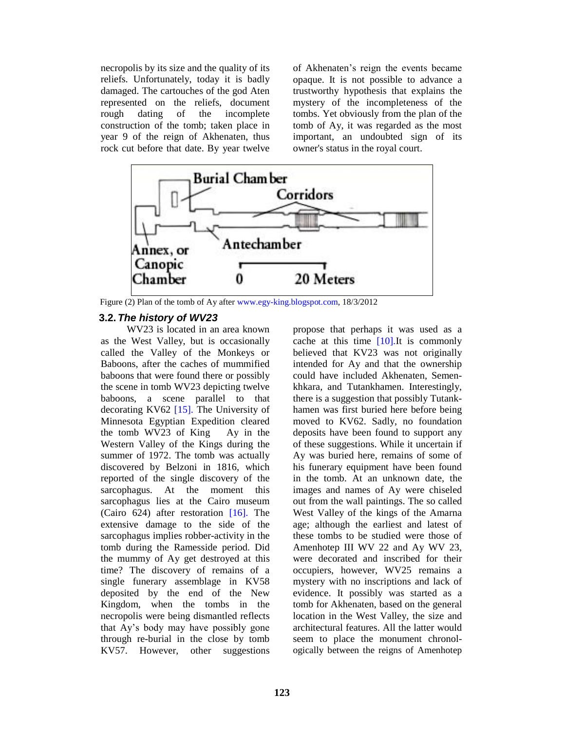necropolis by its size and the quality of its reliefs. Unfortunately, today it is badly damaged. The cartouches of the god Aten represented on the reliefs, document rough dating of the incomplete construction of the tomb; taken place in year 9 of the reign of Akhenaten, thus rock cut before that date. By year twelve of Akhenaten's reign the events became opaque. It is not possible to advance a trustworthy hypothesis that explains the mystery of the incompleteness of the tombs. Yet obviously from the plan of the tomb of Ay, it was regarded as the most important, an undoubted sign of its owner's status in the royal court.

Figure (2) Plan of the tomb of Ay after www.egy-king.blogspot.com, 18/3/2012

### 3.2. *The history of WV23*

WV23 is located in an area known as the West Valley, but is occasionally called the Valley of the Monkeys or Baboons, after the caches of mummified baboons that were found there or possibly the scene in tomb WV23 depicting twelve baboons, a scene parallel to that decorating KV62 [15]. The University of Minnesota Egyptian Expedition cleared the tomb WV23 of King Ay in the Western Valley of the Kings during the summer of 1972. The tomb was actually discovered by Belzoni in 1816, which reported of the single discovery of the sarcophagus. At the moment this sarcophagus lies at the Cairo museum (Cairo 624) after restoration [16]. The extensive damage to the side of the sarcophagus implies robber-activity in the tomb during the Ramesside period. Did the mummy of Ay get destroyed at this time? The discovery of remains of a single funerary assemblage in KV58 deposited by the end of the New Kingdom, when the tombs in the necropolis were being dismantled reflects that Ay's body may have possibly gone through re-burial in the close by tomb KV57. However, other suggestions propose that perhaps it was used as a cache at this time [10].It is commonly believed that KV23 was not originally intended for Ay and that the ownership could have included Akhenaten, Semen-khkara, and Tutankhamen. Interestingly, there is a suggestion that possibly Tutank-hamen was first buried here before being moved to KV62. Sadly, no foundation deposits have been found to support any of these suggestions. While it uncertain if Ay was buried here, remains of some of his funerary equipment have been found in the tomb. At an unknown date, the images and names of Ay were chiseled out from the wall paintings. The so called West Valley of the kings of the Amarna age; although the earliest and latest of these tombs to be studied were those of Amenhotep III WV 22 and Ay WV 23, were decorated and inscribed for their occupiers, however, WV25 remains a mystery with no inscriptions and lack of evidence. It possibly was started as a tomb for Akhenaten, based on the general location in the West Valley, the size and architectural features. All the latter would seem to place the monument chronol-ogically between the reigns of Amenhotep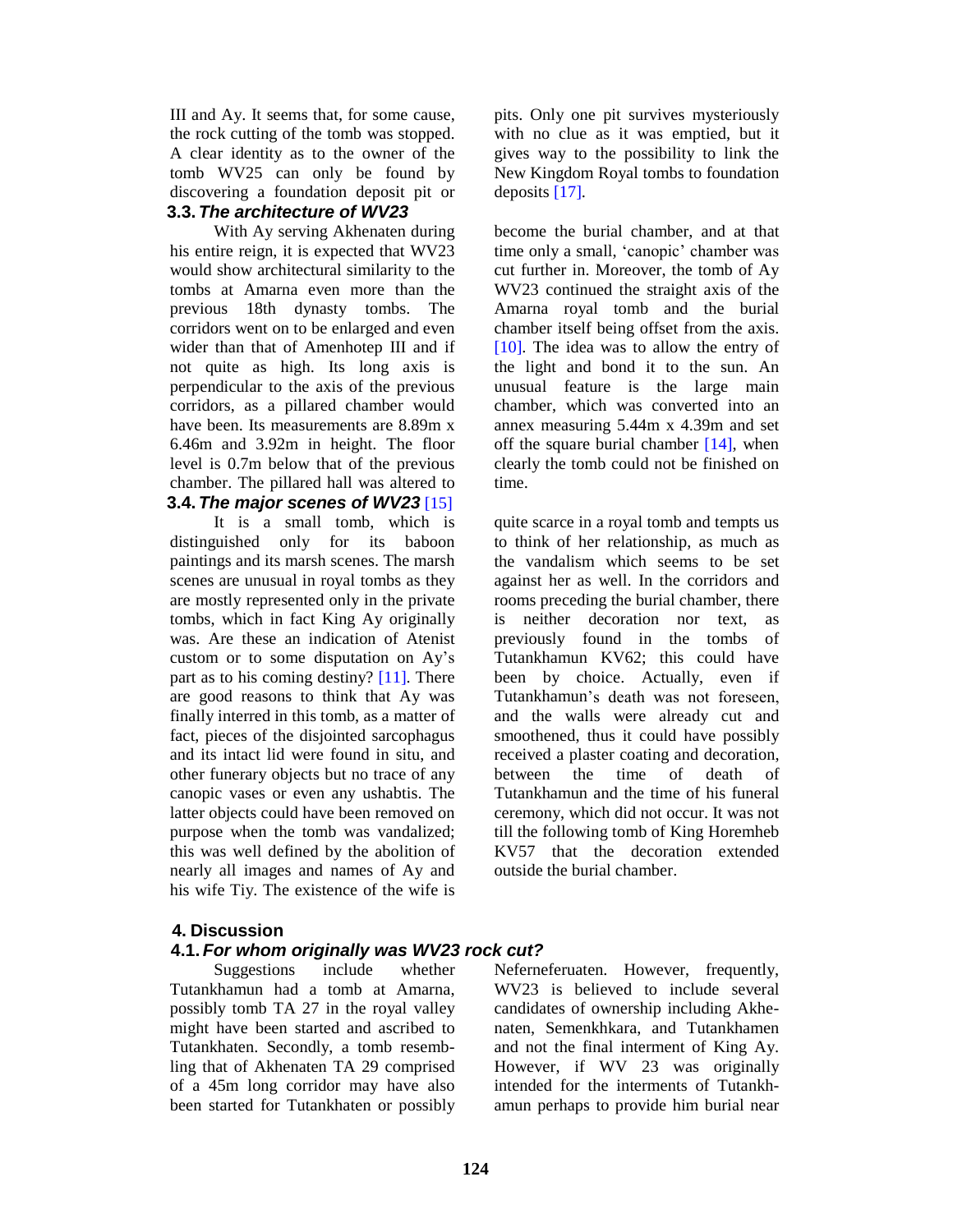III and Ay. It seems that, for some cause, the rock cutting of the tomb was stopped. A clear identity as to the owner of the tomb WV25 can only be found by discovering a foundation deposit pit or pits. Only one pit survives mysteriously with no clue as it was emptied, but it gives way to the possibility to link the New Kingdom Royal tombs to foundation deposits [17].

### 3.3. *The architecture of WV23*

With Ay serving Akhenaten during his entire reign, it is expected that WV23 would show architectural similarity to the tombs at Amarna even more than the previous 18th dynasty tombs. The corridors went on to be enlarged and even wider than that of Amenhotep III and if not quite as high. Its long axis is perpendicular to the axis of the previous corridors, as a pillared chamber would have been. Its measurements are 8.89m x 6.46m and 3.92m in height. The floor level is 0.7m below that of the previous chamber. The pillared hall was altered to become the burial chamber, and at that time only a small, 'canopic' chamber was cut further in. Moreover, the tomb of Ay WV23 continued the straight axis of the Amarna royal tomb and the burial chamber itself being offset from the axis. [10]. The idea was to allow the entry of the light and bond it to the sun. An unusual feature is the large main chamber, which was converted into an annex measuring 5.44m x 4.39m and set off the square burial chamber [14], when clearly the tomb could not be finished on time.

### 3.4. *The major scenes of WV23* [15]

It is a small tomb, which is distinguished only for its baboon paintings and its marsh scenes. The marsh scenes are unusual in royal tombs as they are mostly represented only in the private tombs, which in fact King Ay originally was. Are these an indication of Atenist custom or to some disputation on Ay's part as to his coming destiny? [11]. There are good reasons to think that Ay was finally interred in this tomb, as a matter of fact, pieces of the disjointed sarcophagus and its intact lid were found in situ, and other funerary objects but no trace of any canopic vases or even any ushabtis. The latter objects could have been removed on purpose when the tomb was vandalized; this was well defined by the abolition of nearly all images and names of Ay and his wife Tiy. The existence of the wife is quite scarce in a royal tomb and tempts us to think of her relationship, as much as the vandalism which seems to be set against her as well. In the corridors and rooms preceding the burial chamber, there is neither decoration nor text, as previously found in the tombs of Tutankhamun KV62; this could have been by choice. Actually, even if Tutankhamun's death was not foreseen, and the walls were already cut and smoothened, thus it could have possibly received a plaster coating and decoration, between the time of death of Tutankhamun and the time of his funeral ceremony, which did not occur. It was not till the following tomb of King Horemheb KV57 that the decoration extended outside the burial chamber.

## 4. Discussion

### 4.1. *For whom originally was WV23 rock cut?*

Suggestions include whether Tutankhamun had a tomb at Amarna, possibly tomb TA 27 in the royal valley might have been started and ascribed to Tutankhaten. Secondly, a tomb resembling that of Akhenaten TA 29 comprised of a 45m long corridor may have also been started for Tutankhaten or possibly Neferneferuaten. However, frequently, WV23 is believed to include several candidates of ownership including Akhenaten, Semenkhkara, and Tutankhamen and not the final interment of King Ay. However, if WV 23 was originally intended for the interments of Tutankhamun perhaps to provide him burial near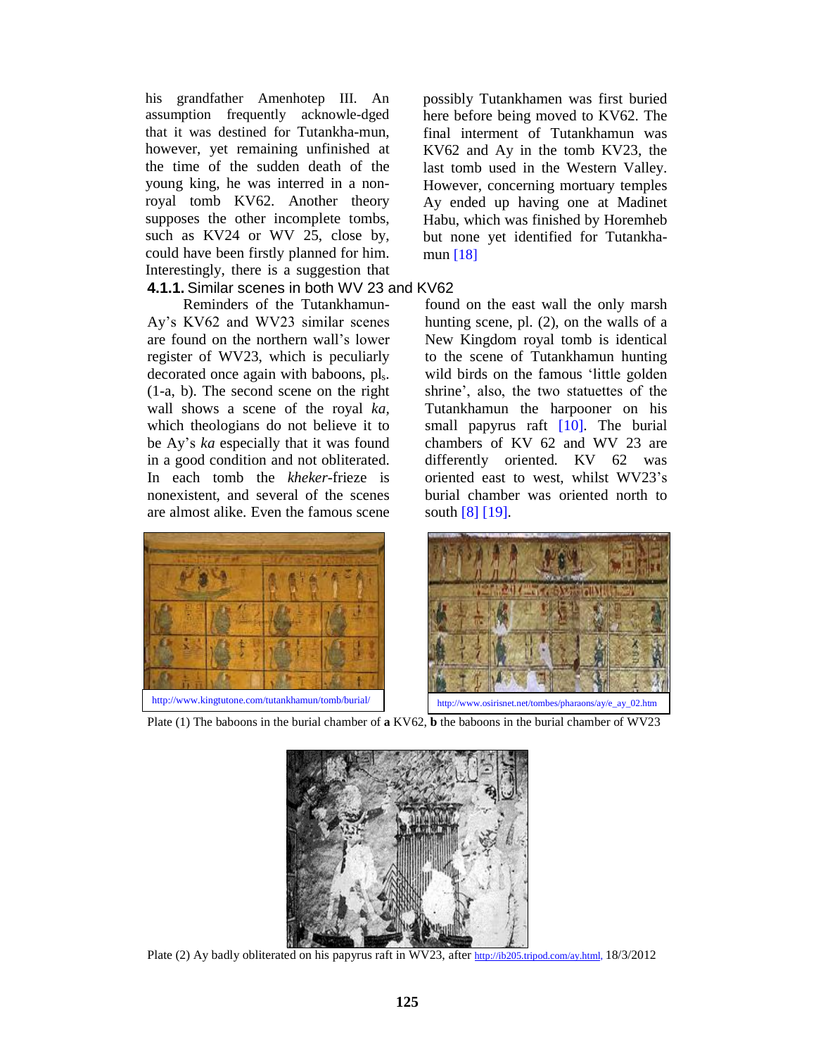his grandfather Amenhotep III. An assumption frequently acknowle-dged that it was destined for Tutankha-mun, however, yet remaining unfinished at the time of the sudden death of the young king, he was interred in a non-royal tomb KV62. Another theory supposes the other incomplete tombs, such as KV24 or WV 25, close by, could have been firstly planned for him. Interestingly, there is a suggestion that possibly Tutankhamen was first buried here before being moved to KV62. The final interment of Tutankhamun was KV62 and Ay in the tomb KV23, the last tomb used in the Western Valley. However, concerning mortuary temples Ay ended up having one at Madinet Habu, which was finished by Horemheb but none yet identified for Tutankha-mun [18]

#### 4.1.1. Similar scenes in both WV 23 and KV62

Reminders of the Tutankhamun-Ay's KV62 and WV23 similar scenes are found on the northern wall's lower register of WV23, which is peculiarly decorated once again with baboons, pls. (1-a, b). The second scene on the right wall shows a scene of the royal *ka*, which theologians do not believe it to be Ay's *ka* especially that it was found in a good condition and not obliterated. In each tomb the *kheker*-frieze is nonexistent, and several of the scenes are almost alike. Even the famous scene found on the east wall the only marsh hunting scene, pl. (2), on the walls of a New Kingdom royal tomb is identical to the scene of Tutankhamun hunting wild birds on the famous 'little golden shrine', also, the two statuettes of the Tutankhamun the harpooner on his small papyrus raft [10]. The burial chambers of KV 62 and WV 23 are differently oriented. KV 62 was oriented east to west, whilst WV23's burial chamber was oriented north to south [8] [19].

http://www.kingtutone.com/tutankhamun/tomb/burial/

http://www.osirisnet.net/tombes/pharaons/ay/e_ay_02.htm

Plate (1) The baboons in the burial chamber of **a** KV62, **b** the baboons in the burial chamber of WV23

Plate (2) Ay badly obliterated on his papyrus raft in WV23, after http://ib205.tripod.com/ay.html, 18/3/2012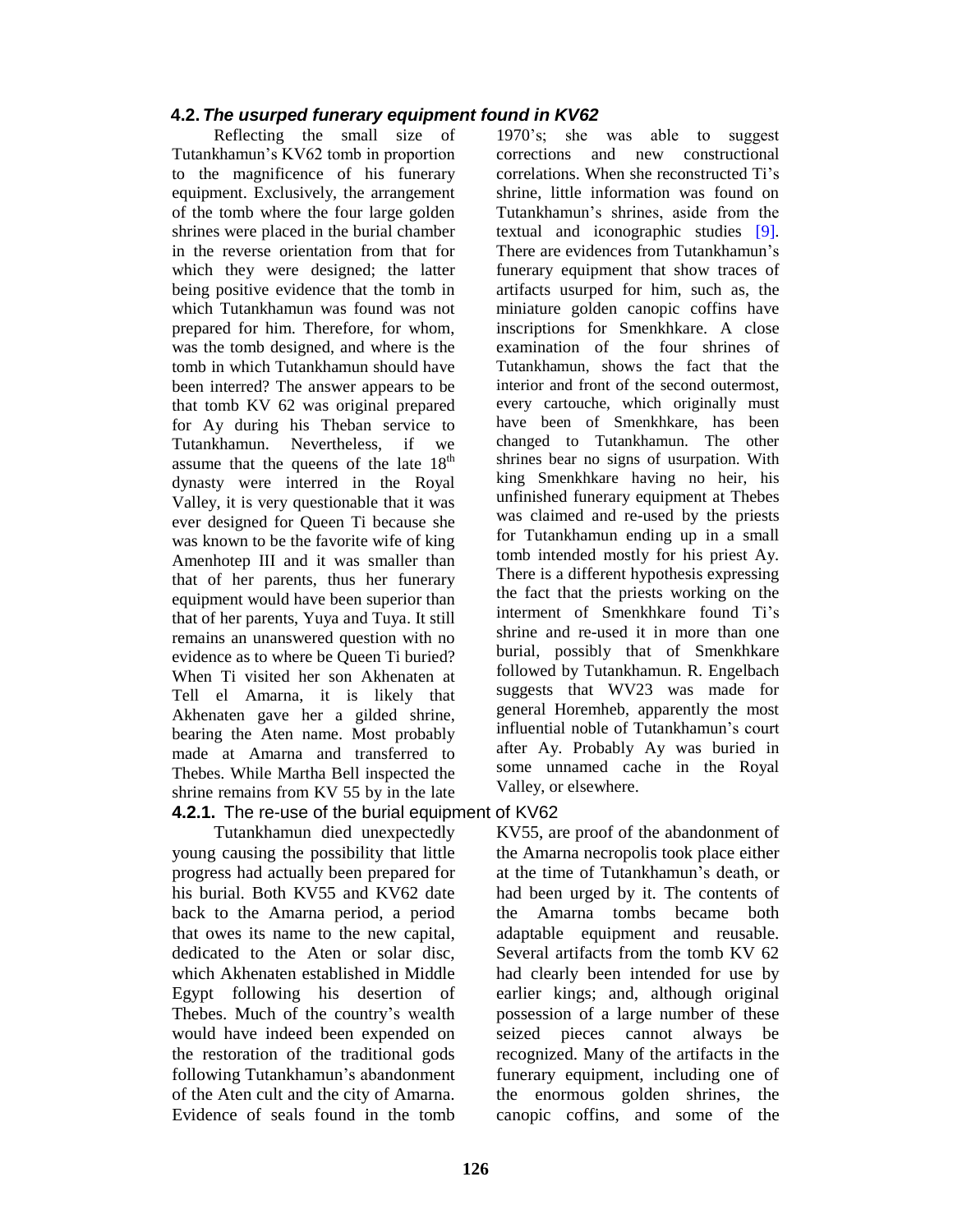### 4.2. *The usurped funerary equipment found in KV62*

Reflecting the small size of Tutankhamun's KV62 tomb in proportion to the magnificence of his funerary equipment. Exclusively, the arrangement of the tomb where the four large golden shrines were placed in the burial chamber in the reverse orientation from that for which they were designed; the latter being positive evidence that the tomb in which Tutankhamun was found was not prepared for him. Therefore, for whom, was the tomb designed, and where is the tomb in which Tutankhamun should have been interred? The answer appears to be that tomb KV 62 was original prepared for Ay during his Theban service to Tutankhamun. Nevertheless, if we assume that the queens of the late 18th dynasty were interred in the Royal Valley, it is very questionable that it was ever designed for Queen Ti because she was known to be the favorite wife of king Amenhotep III and it was smaller than that of her parents, thus her funerary equipment would have been superior than that of her parents, Yuya and Tuya. It still remains an unanswered question with no evidence as to where be Queen Ti buried? When Ti visited her son Akhenaten at Tell el Amarna, it is likely that Akhenaten gave her a gilded shrine, bearing the Aten name. Most probably made at Amarna and transferred to Thebes. While Martha Bell inspected the shrine remains from KV 55 by in the late 1970's; she was able to suggest corrections and new constructional correlations. When she reconstructed Ti's shrine, little information was found on Tutankhamun's shrines, aside from the textual and iconographic studies [9]. There are evidences from Tutankhamun's funerary equipment that show traces of artifacts usurped for him, such as, the miniature golden canopic coffins have inscriptions for Smenkhkare. A close examination of the four shrines of Tutankhamun, shows the fact that the interior and front of the second outermost, every cartouche, which originally must have been of Smenkhkare, has been changed to Tutankhamun. The other shrines bear no signs of usurpation. With king Smenkhkare having no heir, his unfinished funerary equipment at Thebes was claimed and re-used by the priests for Tutankhamun ending up in a small tomb intended mostly for his priest Ay. There is a different hypothesis expressing the fact that the priests working on the interment of Smenkhkare found Ti's shrine and re-used it in more than one burial, possibly that of Smenkhkare followed by Tutankhamun. R. Engelbach suggests that WV23 was made for general Horemheb, apparently the most influential noble of Tutankhamun's court after Ay. Probably Ay was buried in some unnamed cache in the Royal Valley, or elsewhere.

#### 4.2.1. The re-use of the burial equipment of KV62

Tutankhamun died unexpectedly young causing the possibility that little progress had actually been prepared for his burial. Both KV55 and KV62 date back to the Amarna period, a period that owes its name to the new capital, dedicated to the Aten or solar disc, which Akhenaten established in Middle Egypt following his desertion of Thebes. Much of the country's wealth would have indeed been expended on the restoration of the traditional gods following Tutankhamun's abandonment of the Aten cult and the city of Amarna. Evidence of seals found in the tomb KV55, are proof of the abandonment of the Amarna necropolis took place either at the time of Tutankhamun's death, or had been urged by it. The contents of the Amarna tombs became both adaptable equipment and reusable. Several artifacts from the tomb KV 62 had clearly been intended for use by earlier kings; and, although original possession of a large number of these seized pieces cannot always be recognized. Many of the artifacts in the funerary equipment, including one of the enormous golden shrines, the canopic coffins, and some of the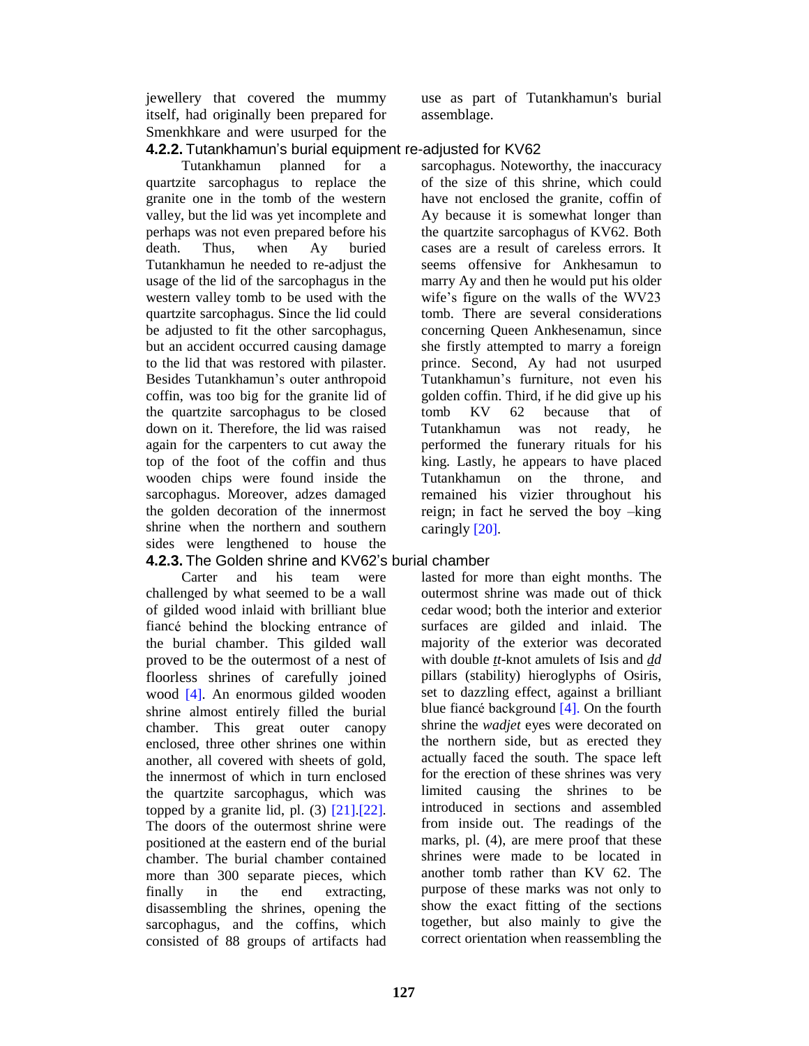jewellery that covered the mummy itself, had originally been prepared for Smenkhkare and were usurped for the use as part of Tutankhamun's burial assemblage.

### 4.2.2. Tutankhamun's burial equipment re-adjusted for KV62

Tutankhamun planned for a quartzite sarcophagus to replace the granite one in the tomb of the western valley, but the lid was yet incomplete and perhaps was not even prepared before his death. Thus, when Ay buried Tutankhamun he needed to re-adjust the usage of the lid of the sarcophagus in the western valley tomb to be used with the quartzite sarcophagus. Since the lid could be adjusted to fit the other sarcophagus, but an accident occurred causing damage to the lid that was restored with pilaster. Besides Tutankhamun's outer anthropoid coffin, was too big for the granite lid of the quartzite sarcophagus to be closed down on it. Therefore, the lid was raised again for the carpenters to cut away the top of the foot of the coffin and thus wooden chips were found inside the sarcophagus. Moreover, adzes damaged the golden decoration of the innermost shrine when the northern and southern sides were lengthened to house the sarcophagus. Noteworthy, the inaccuracy of the size of this shrine, which could have not enclosed the granite, coffin of Ay because it is somewhat longer than the quartzite sarcophagus of KV62. Both cases are a result of careless errors. It seems offensive for Ankhesamun to marry Ay and then he would put his older wife's figure on the walls of the WV23 tomb. There are several considerations concerning Queen Ankhesenamun, since she firstly attempted to marry a foreign prince. Second, Ay had not usurped Tutankhamun's furniture, not even his golden coffin. Third, if he did give up his tomb KV 62 because that of Tutankhamun was not ready, he performed the funerary rituals for his king. Lastly, he appears to have placed Tutankhamun on the throne, and remained his vizier throughout his reign; in fact he served the boy –king caringly [20].

### 4.2.3. The Golden shrine and KV62's burial chamber

Carter and his team were challenged by what seemed to be a wall of gilded wood inlaid with brilliant blue fiancé behind the blocking entrance of the burial chamber. This gilded wall proved to be the outermost of a nest of floorless shrines of carefully joined wood [4]. An enormous gilded wooden shrine almost entirely filled the burial chamber. This great outer canopy enclosed, three other shrines one within another, all covered with sheets of gold, the innermost of which in turn enclosed the quartzite sarcophagus, which was topped by a granite lid, pl. (3) [21].[22]. The doors of the outermost shrine were positioned at the eastern end of the burial chamber. The burial chamber contained more than 300 separate pieces, which finally in the end extracting, disassembling the shrines, opening the sarcophagus, and the coffins, which consisted of 88 groups of artifacts had lasted for more than eight months. The outermost shrine was made out of thick cedar wood; both the interior and exterior surfaces are gilded and inlaid. The majority of the exterior was decorated with double *tt*-knot amulets of Isis and *dd* pillars (stability) hieroglyphs of Osiris, set to dazzling effect, against a brilliant blue fiancé background [4]. On the fourth shrine the *wadjet* eyes were decorated on the northern side, but as erected they actually faced the south. The space left for the erection of these shrines was very limited causing the shrines to be introduced in sections and assembled from inside out. The readings of the marks, pl. (4), are mere proof that these shrines were made to be located in another tomb rather than KV 62. The purpose of these marks was not only to show the exact fitting of the sections together, but also mainly to give the correct orientation when reassembling the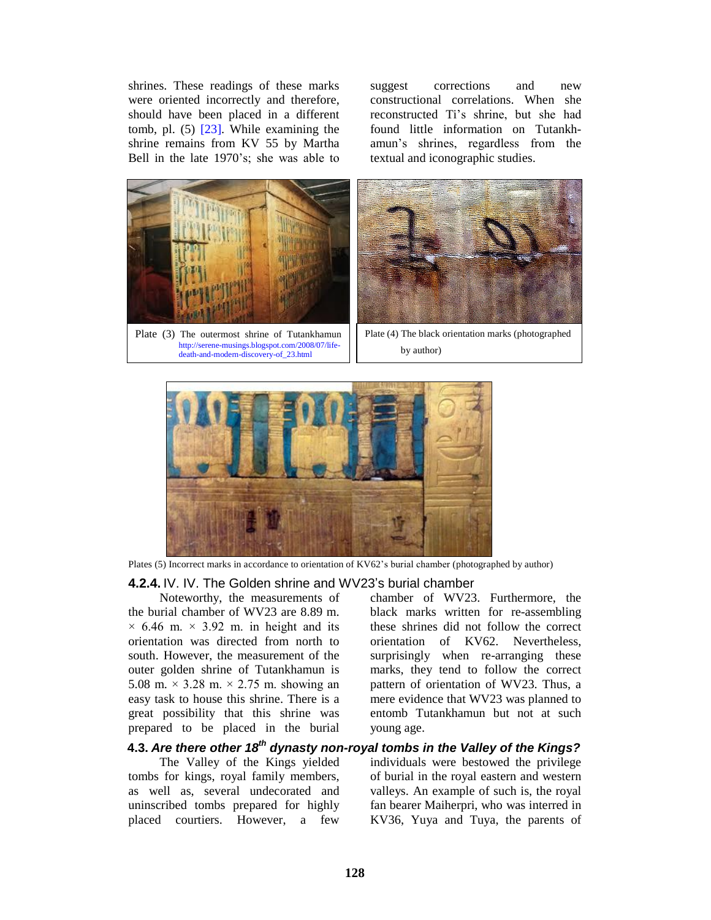shrines. These readings of these marks were oriented incorrectly and therefore, should have been placed in a different tomb, pl. (5) [23]. While examining the shrine remains from KV 55 by Martha Bell in the late 1970's; she was able to suggest corrections and new constructional correlations. When she reconstructed Ti's shrine, but she had found little information on Tutankh-amun's shrines, regardless from the textual and iconographic studies.

Plate (3) The outermost shrine of Tutankhamun http://serene-musings.blogspot.com/2008/07/life-death-and-modern-discovery-of_23.html

Plate (4) The black orientation marks (photographed by author)

Plates (5) Incorrect marks in accordance to orientation of KV62's burial chamber (photographed by author)

#### 4.2.4. IV. IV. The Golden shrine and WV23's burial chamber

Noteworthy, the measurements of the burial chamber of WV23 are 8.89 m. × 6.46 m. × 3.92 m. in height and its orientation was directed from north to south. However, the measurement of the outer golden shrine of Tutankhamun is 5.08 m. × 3.28 m. × 2.75 m. showing an easy task to house this shrine. There is a great possibility that this shrine was prepared to be placed in the burial chamber of WV23. Furthermore, the black marks written for re-assembling these shrines did not follow the correct orientation of KV62. Nevertheless, surprisingly when re-arranging these marks, they tend to follow the correct pattern of orientation of WV23. Thus, a mere evidence that WV23 was planned to entomb Tutankhamun but not at such young age.

### 4.3. *Are there other 18th dynasty non-royal tombs in the Valley of the Kings?*

The Valley of the Kings yielded tombs for kings, royal family members, as well as, several undecorated and uninscribed tombs prepared for highly placed courtiers. However, a few individuals were bestowed the privilege of burial in the royal eastern and western valleys. An example of such is, the royal fan bearer Maiherpri, who was interred in KV36, Yuya and Tuya, the parents of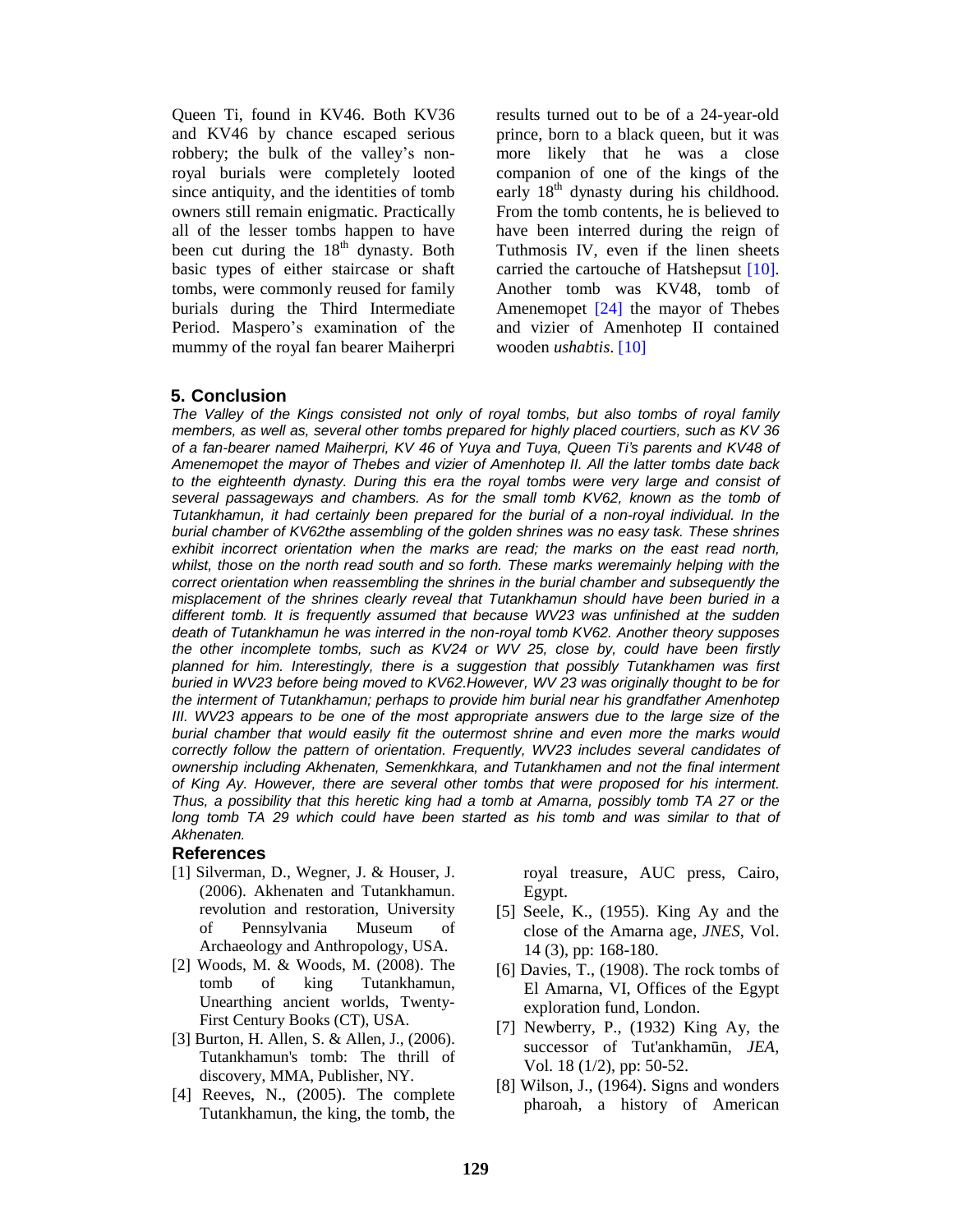Queen Ti, found in KV46. Both KV36 and KV46 by chance escaped serious robbery; the bulk of the valley's non-royal burials were completely looted since antiquity, and the identities of tomb owners still remain enigmatic. Practically all of the lesser tombs happen to have been cut during the 18th dynasty. Both basic types of either staircase or shaft tombs, were commonly reused for family burials during the Third Intermediate Period. Maspero's examination of the mummy of the royal fan bearer Maiherpri results turned out to be of a 24-year-old prince, born to a black queen, but it was more likely that he was a close companion of one of the kings of the early 18th dynasty during his childhood. From the tomb contents, he is believed to have been interred during the reign of Tuthmosis IV, even if the linen sheets carried the cartouche of Hatshepsut [10]. Another tomb was KV48, tomb of Amenemopet [24] the mayor of Thebes and vizier of Amenhotep II contained wooden *ushabtis*. [10]

## 5. Conclusion

*The Valley of the Kings consisted not only of royal tombs, but also tombs of royal family members, as well as, several other tombs prepared for highly placed courtiers, such as KV 36 of a fan-bearer named Maiherpri, KV 46 of Yuya and Tuya, Queen Ti's parents and KV48 of Amenemopet the mayor of Thebes and vizier of Amenhotep II. All the latter tombs date back to the eighteenth dynasty. During this era the royal tombs were very large and consist of several passageways and chambers. As for the small tomb KV62, known as the tomb of Tutankhamun, it had certainly been prepared for the burial of a non-royal individual. In the burial chamber of KV62the assembling of the golden shrines was no easy task. These shrines exhibit incorrect orientation when the marks are read; the marks on the east read north, whilst, those on the north read south and so forth. These marks weremainly helping with the correct orientation when reassembling the shrines in the burial chamber and subsequently the misplacement of the shrines clearly reveal that Tutankhamun should have been buried in a different tomb. It is frequently assumed that because WV23 was unfinished at the sudden death of Tutankhamun he was interred in the non-royal tomb KV62. Another theory supposes the other incomplete tombs, such as KV24 or WV 25, close by, could have been firstly planned for him. Interestingly, there is a suggestion that possibly Tutankhamen was first buried in WV23 before being moved to KV62.However, WV 23 was originally thought to be for the interment of Tutankhamun; perhaps to provide him burial near his grandfather Amenhotep III. WV23 appears to be one of the most appropriate answers due to the large size of the burial chamber that would easily fit the outermost shrine and even more the marks would correctly follow the pattern of orientation. Frequently, WV23 includes several candidates of ownership including Akhenaten, Semenkhkara, and Tutankhamen and not the final interment of King Ay. However, there are several other tombs that were proposed for his interment. Thus, a possibility that this heretic king had a tomb at Amarna, possibly tomb TA 27 or the long tomb TA 29 which could have been started as his tomb and was similar to that of Akhenaten.*

### References

[1] Silverman, D., Wegner, J. & Houser, J. (2006). Akhenaten and Tutankhamun. revolution and restoration, University of Pennsylvania Museum of Archaeology and Anthropology, USA.

[2] Woods, M. & Woods, M. (2008). The tomb of king Tutankhamun, Unearthing ancient worlds, Twenty-First Century Books (CT), USA.

[3] Burton, H. Allen, S. & Allen, J., (2006). Tutankhamun's tomb: The thrill of discovery, MMA, Publisher, NY.

[4] Reeves, N., (2005). The complete Tutankhamun, the king, the tomb, the royal treasure, AUC press, Cairo, Egypt.

[5] Seele, K., (1955). King Ay and the close of the Amarna age, *JNES*, Vol. 14 (3), pp: 168-180.

[6] Davies, T., (1908). The rock tombs of El Amarna, VI, Offices of the Egypt exploration fund, London.

[7] Newberry, P., (1932) King Ay, the successor of Tut'ankhamūn, *JEA*, Vol. 18 (1/2), pp: 50-52.

[8] Wilson, J., (1964). Signs and wonders pharoah, a history of American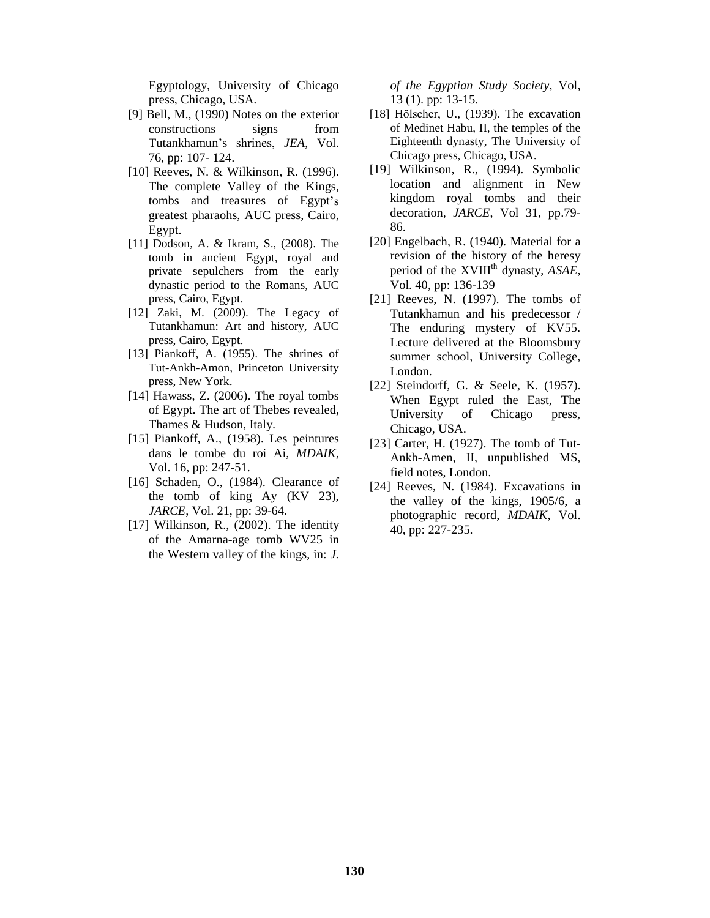Egyptology, University of Chicago press, Chicago, USA.

[9] Bell, M., (1990) Notes on the exterior constructions signs from Tutankhamun's shrines, *JEA*, Vol. 76, pp: 107- 124.

[10] Reeves, N. & Wilkinson, R. (1996). The complete Valley of the Kings, tombs and treasures of Egypt's greatest pharaohs, AUC press, Cairo, Egypt.

[11] Dodson, A. & Ikram, S., (2008). The tomb in ancient Egypt, royal and private sepulchers from the early dynastic period to the Romans, AUC press, Cairo, Egypt.

[12] Zaki, M. (2009). The Legacy of Tutankhamun: Art and history, AUC press, Cairo, Egypt.

[13] Piankoff, A. (1955). The shrines of Tut-Ankh-Amon, Princeton University press, New York.

[14] Hawass, Z. (2006). The royal tombs of Egypt. The art of Thebes revealed, Thames & Hudson, Italy.

[15] Piankoff, A., (1958). Les peintures dans le tombe du roi Ai, *MDAIK*, Vol. 16, pp: 247-51.

[16] Schaden, O., (1984). Clearance of the tomb of king Ay (KV 23), *JARCE*, Vol. 21, pp: 39-64.

[17] Wilkinson, R., (2002). The identity of the Amarna-age tomb WV25 in the Western valley of the kings, in: *J. of the Egyptian Study Society*, Vol, 13 (1). pp: 13-15.

[18] Hölscher, U., (1939). The excavation of Medinet Habu, II, the temples of the Eighteenth dynasty, The University of Chicago press, Chicago, USA.

[19] Wilkinson, R., (1994). Symbolic location and alignment in New kingdom royal tombs and their decoration, *JARCE*, Vol 31, pp.79-86.

[20] Engelbach, R. (1940). Material for a revision of the history of the heresy period of the XVIII[th] dynasty, *ASAE*, Vol. 40, pp: 136-139

[21] Reeves, N. (1997). The tombs of Tutankhamun and his predecessor / The enduring mystery of KV55. Lecture delivered at the Bloomsbury summer school, University College, London.

[22] Steindorff, G. & Seele, K. (1957). When Egypt ruled the East, The University of Chicago press, Chicago, USA.

[23] Carter, H. (1927). The tomb of Tut-Ankh-Amen, II, unpublished MS, field notes, London.

[24] Reeves, N. (1984). Excavations in the valley of the kings, 1905/6, a photographic record, *MDAIK*, Vol. 40, pp: 227-235.